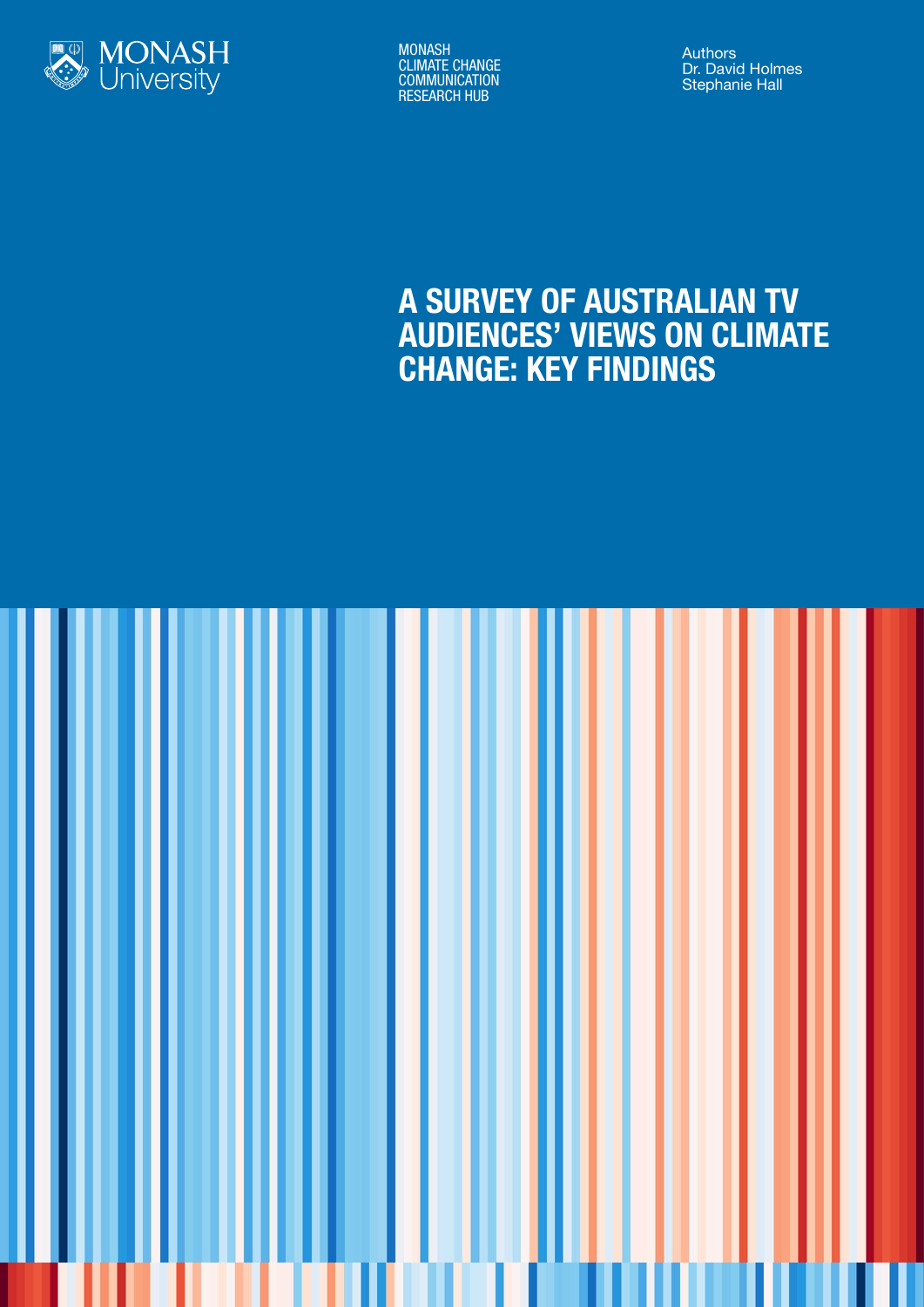MONASH University

MONASH
CLIMATE CHANGE
COMMUNICATION
RESEARCH HUB

Authors
Dr. David Holmes
Stephanie Hall

# A SURVEY OF AUSTRALIAN TV AUDIENCES' VIEWS ON CLIMATE CHANGE: KEY FINDINGS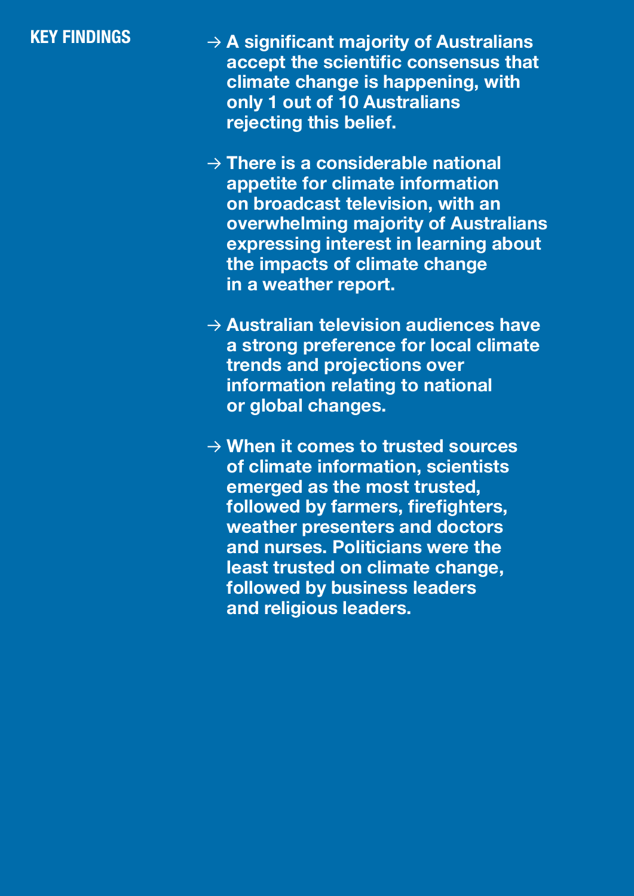## KEY FINDINGS

→ **A significant majority of Australians accept the scientific consensus that climate change is happening, with only 1 out of 10 Australians rejecting this belief.**

→ **There is a considerable national appetite for climate information on broadcast television, with an overwhelming majority of Australians expressing interest in learning about the impacts of climate change in a weather report.**

→ **Australian television audiences have a strong preference for local climate trends and projections over information relating to national or global changes.**

→ **When it comes to trusted sources of climate information, scientists emerged as the most trusted, followed by farmers, firefighters, weather presenters and doctors and nurses. Politicians were the least trusted on climate change, followed by business leaders and religious leaders.**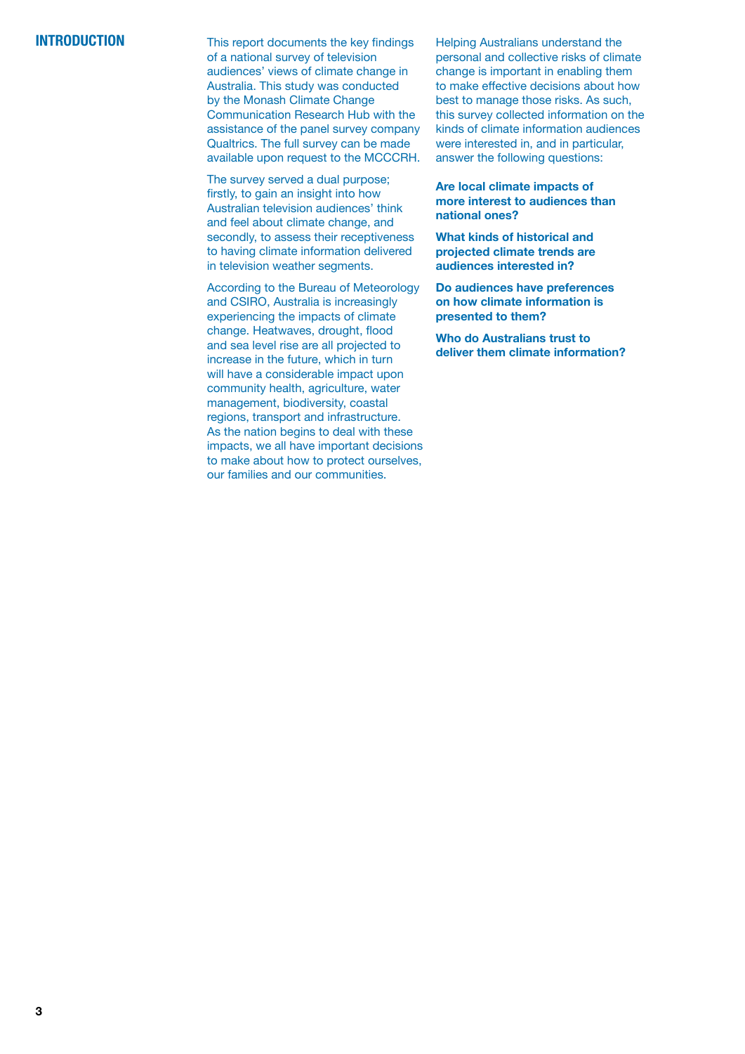# INTRODUCTION

This report documents the key findings of a national survey of television audiences' views of climate change in Australia. This study was conducted by the Monash Climate Change Communication Research Hub with the assistance of the panel survey company Qualtrics. The full survey can be made available upon request to the MCCCRH.

The survey served a dual purpose; firstly, to gain an insight into how Australian television audiences' think and feel about climate change, and secondly, to assess their receptiveness to having climate information delivered in television weather segments.

According to the Bureau of Meteorology and CSIRO, Australia is increasingly experiencing the impacts of climate change. Heatwaves, drought, flood and sea level rise are all projected to increase in the future, which in turn will have a considerable impact upon community health, agriculture, water management, biodiversity, coastal regions, transport and infrastructure. As the nation begins to deal with these impacts, we all have important decisions to make about how to protect ourselves, our families and our communities.

Helping Australians understand the personal and collective risks of climate change is important in enabling them to make effective decisions about how best to manage those risks. As such, this survey collected information on the kinds of climate information audiences were interested in, and in particular, answer the following questions:

**Are local climate impacts of more interest to audiences than national ones?**

**What kinds of historical and projected climate trends are audiences interested in?**

**Do audiences have preferences on how climate information is presented to them?**

**Who do Australians trust to deliver them climate information?**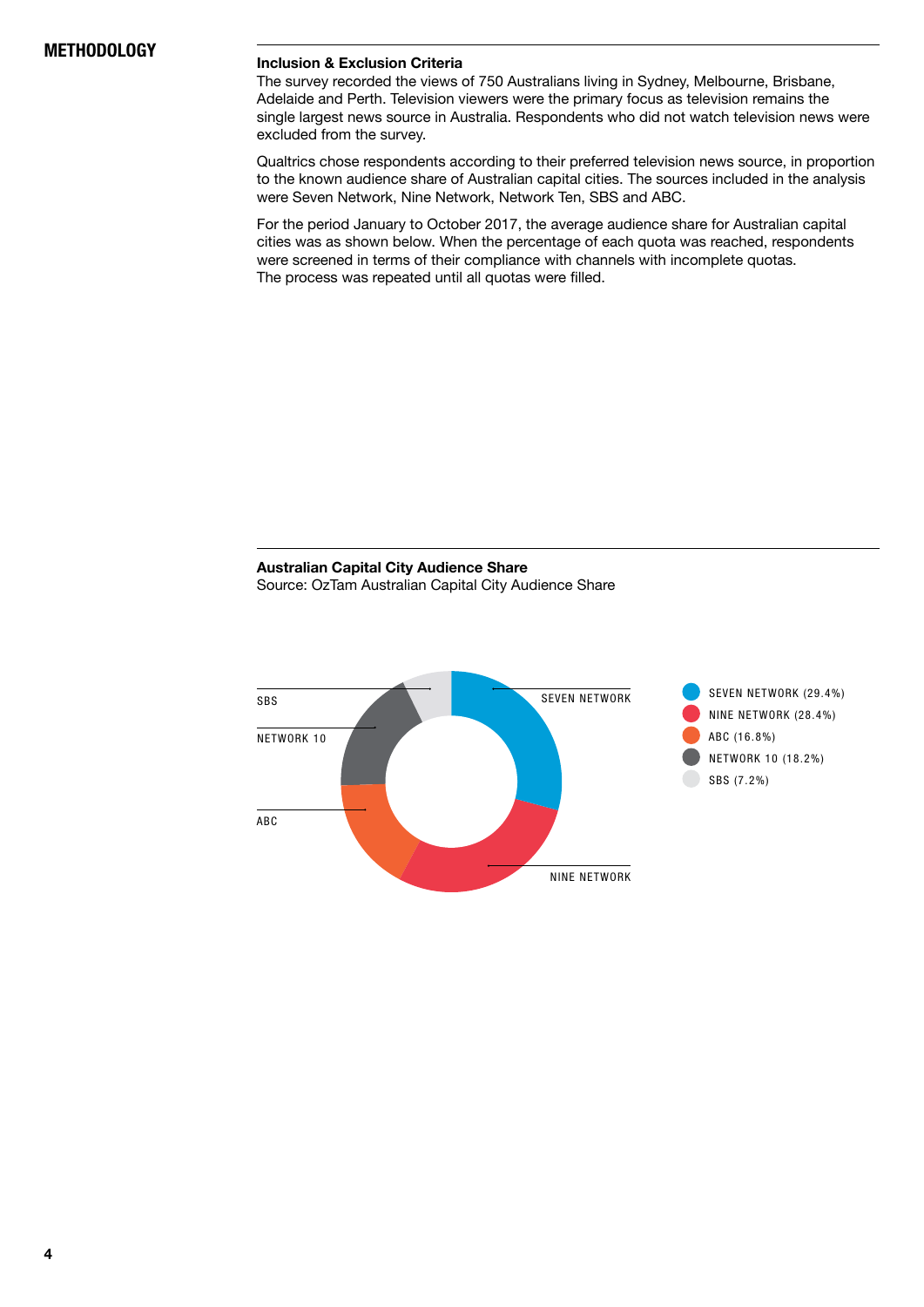## METHODOLOGY

**Inclusion & Exclusion Criteria**

The survey recorded the views of 750 Australians living in Sydney, Melbourne, Brisbane, Adelaide and Perth. Television viewers were the primary focus as television remains the single largest news source in Australia. Respondents who did not watch television news were excluded from the survey.

Qualtrics chose respondents according to their preferred television news source, in proportion to the known audience share of Australian capital cities. The sources included in the analysis were Seven Network, Nine Network, Network Ten, SBS and ABC.

For the period January to October 2017, the average audience share for Australian capital cities was as shown below. When the percentage of each quota was reached, respondents were screened in terms of their compliance with channels with incomplete quotas. The process was repeated until all quotas were filled.

**Australian Capital City Audience Share**

Source: OzTam Australian Capital City Audience Share

SBS

NETWORK 10

ABC

SEVEN NETWORK

NINE NETWORK

- SEVEN NETWORK (29.4%)
- NINE NETWORK (28.4%)
- ABC (16.8%)
- NETWORK 10 (18.2%)
- SBS (7.2%)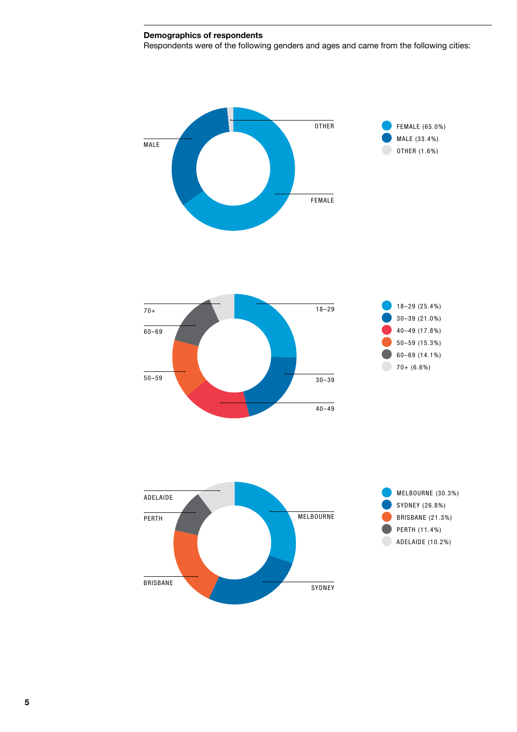**Demographics of respondents**

Respondents were of the following genders and ages and came from the following cities:

- FEMALE (65.0%)
- MALE (33.4%)
- OTHER (1.6%)

- 18–29 (25.4%)
- 30–39 (21.0%)
- 40–49 (17.8%)
- 50–59 (15.3%)
- 60–69 (14.1%)
- 70+ (6.6%)

- MELBOURNE (30.3%)
- SYDNEY (26.8%)
- BRISBANE (21.3%)
- PERTH (11.4%)
- ADELAIDE (10.2%)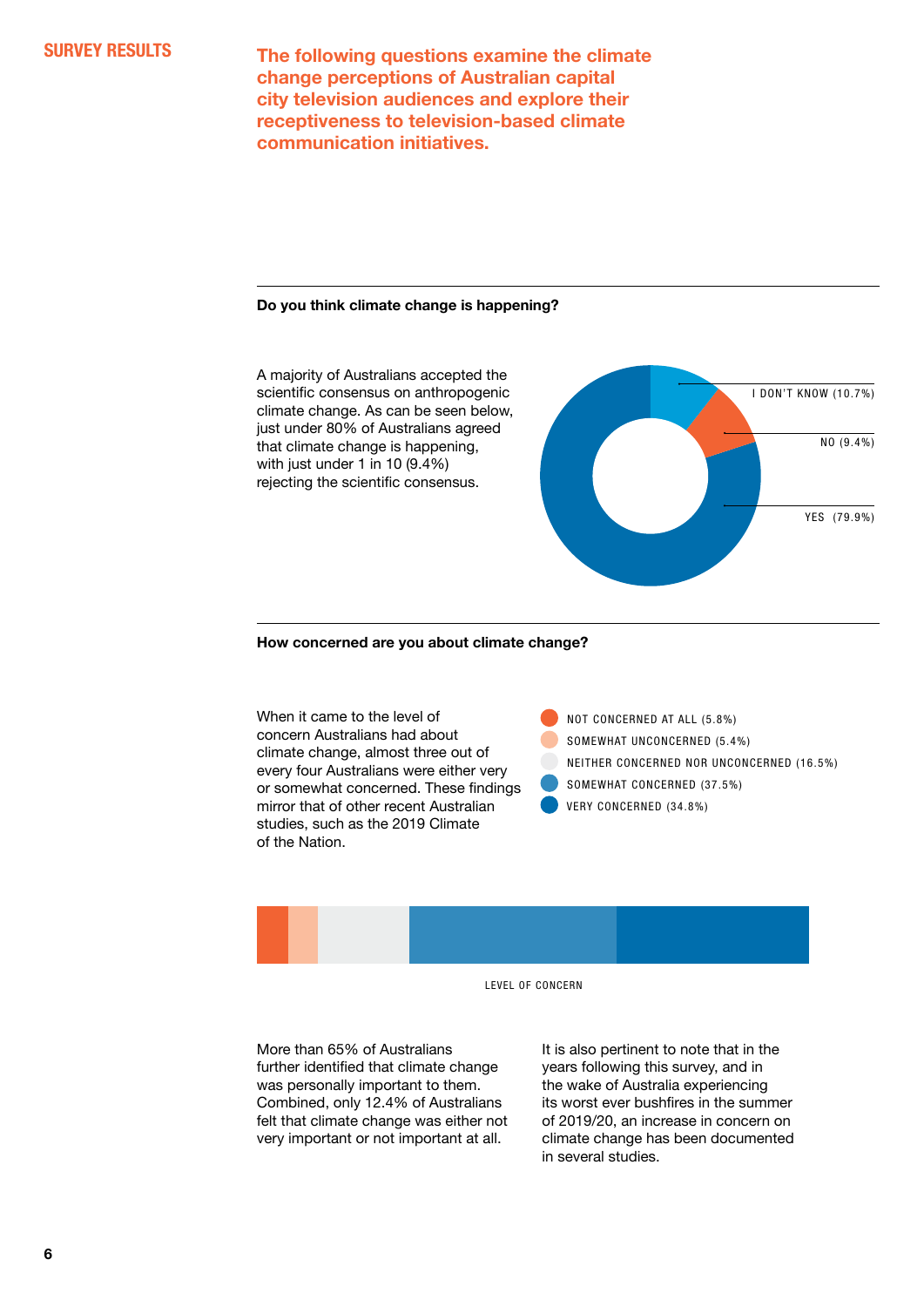## SURVEY RESULTS

**The following questions examine the climate change perceptions of Australian capital city television audiences and explore their receptiveness to television-based climate communication initiatives.**

### Do you think climate change is happening?

A majority of Australians accepted the scientific consensus on anthropogenic climate change. As can be seen below, just under 80% of Australians agreed that climate change is happening, with just under 1 in 10 (9.4%) rejecting the scientific consensus.

I DON'T KNOW (10.7%)

NO (9.4%)

YES (79.9%)

### How concerned are you about climate change?

When it came to the level of concern Australians had about climate change, almost three out of every four Australians were either very or somewhat concerned. These findings mirror that of other recent Australian studies, such as the 2019 Climate of the Nation.

- NOT CONCERNED AT ALL (5.8%)
- SOMEWHAT UNCONCERNED (5.4%)
- NEITHER CONCERNED NOR UNCONCERNED (16.5%)
- SOMEWHAT CONCERNED (37.5%)
- VERY CONCERNED (34.8%)

LEVEL OF CONCERN

More than 65% of Australians further identified that climate change was personally important to them. Combined, only 12.4% of Australians felt that climate change was either not very important or not important at all.

It is also pertinent to note that in the years following this survey, and in the wake of Australia experiencing its worst ever bushfires in the summer of 2019/20, an increase in concern on climate change has been documented in several studies.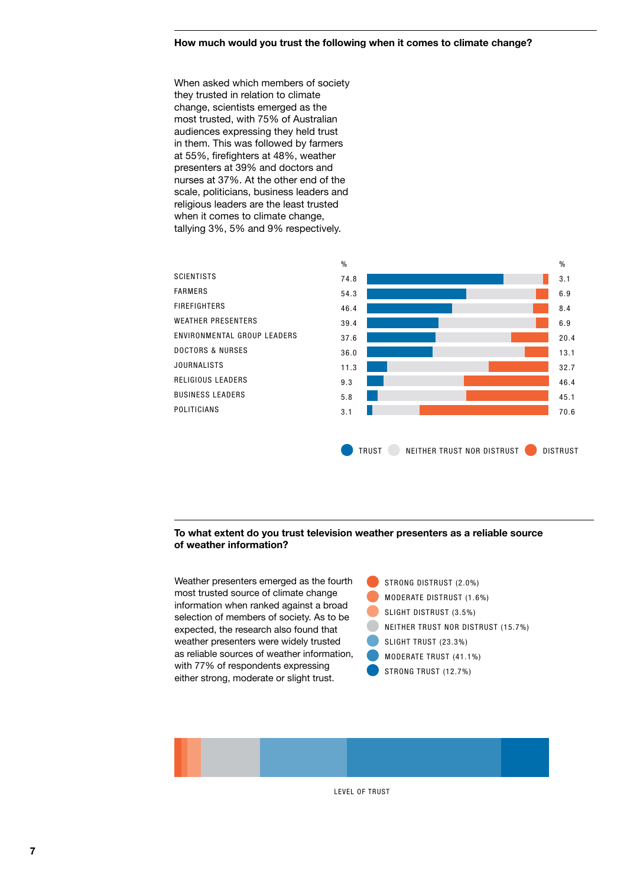## How much would you trust the following when it comes to climate change?

When asked which members of society they trusted in relation to climate change, scientists emerged as the most trusted, with 75% of Australian audiences expressing they held trust in them. This was followed by farmers at 55%, firefighters at 48%, weather presenters at 39% and doctors and nurses at 37%. At the other end of the scale, politicians, business leaders and religious leaders are the least trusted when it comes to climate change, tallying 3%, 5% and 9% respectively.

| | Trust % | Distrust % |
|---|---|---|
| SCIENTISTS | 74.8 | 3.1 |
| FARMERS | 54.3 | 6.9 |
| FIREFIGHTERS | 46.4 | 8.4 |
| WEATHER PRESENTERS | 39.4 | 6.9 |
| ENVIRONMENTAL GROUP LEADERS | 37.6 | 20.4 |
| DOCTORS & NURSES | 36.0 | 13.1 |
| JOURNALISTS | 11.3 | 32.7 |
| RELIGIOUS LEADERS | 9.3 | 46.4 |
| BUSINESS LEADERS | 5.8 | 45.1 |
| POLITICIANS | 3.1 | 70.6 |

TRUST · NEITHER TRUST NOR DISTRUST · DISTRUST

## To what extent do you trust television weather presenters as a reliable source of weather information?

Weather presenters emerged as the fourth most trusted source of climate change information when ranked against a broad selection of members of society. As to be expected, the research also found that weather presenters were widely trusted as reliable sources of weather information, with 77% of respondents expressing either strong, moderate or slight trust.

- STRONG DISTRUST (2.0%)
- MODERATE DISTRUST (1.6%)
- SLIGHT DISTRUST (3.5%)
- NEITHER TRUST NOR DISTRUST (15.7%)
- SLIGHT TRUST (23.3%)
- MODERATE TRUST (41.1%)
- STRONG TRUST (12.7%)

LEVEL OF TRUST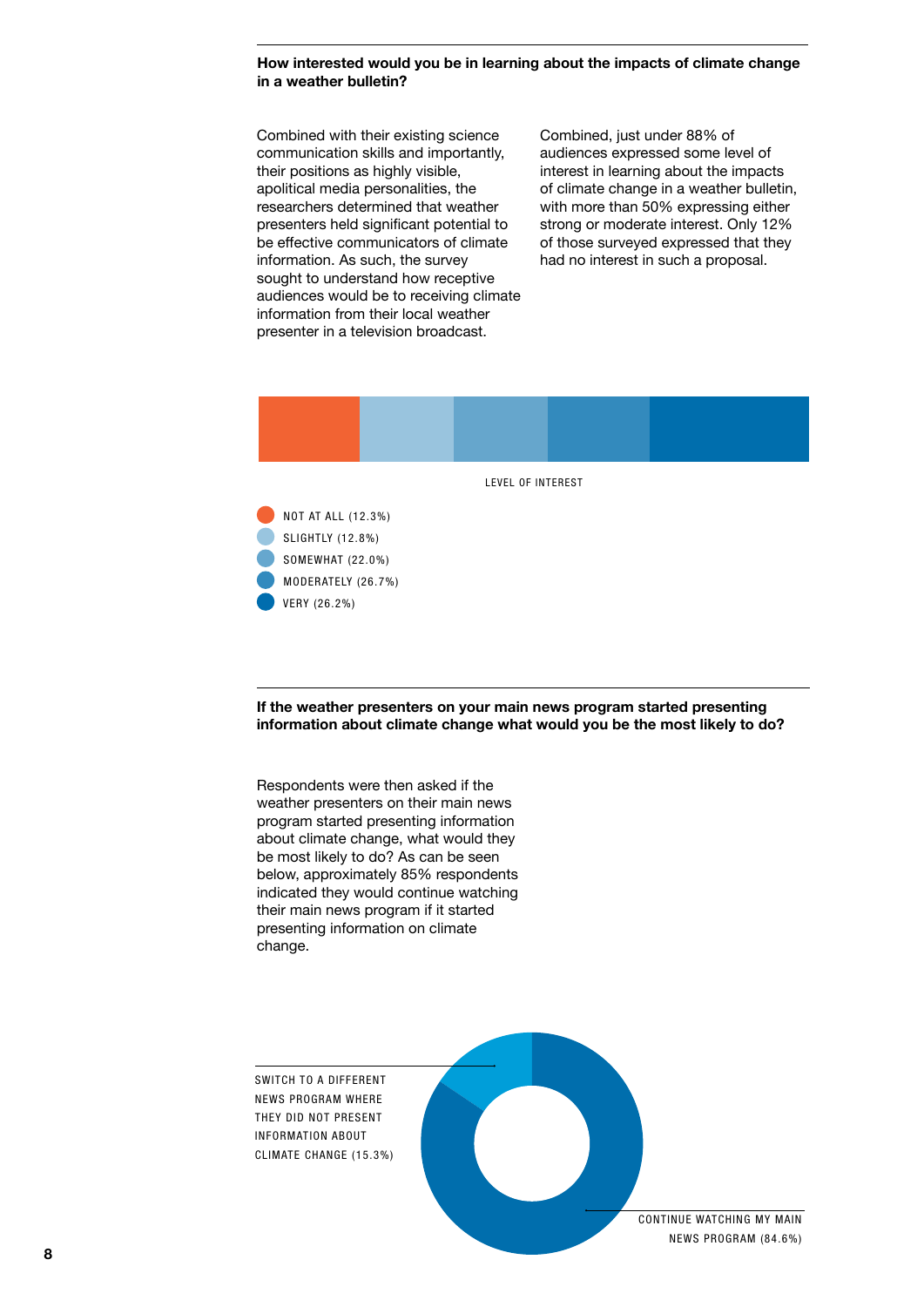### How interested would you be in learning about the impacts of climate change in a weather bulletin?

Combined with their existing science communication skills and importantly, their positions as highly visible, apolitical media personalities, the researchers determined that weather presenters held significant potential to be effective communicators of climate information. As such, the survey sought to understand how receptive audiences would be to receiving climate information from their local weather presenter in a television broadcast.

Combined, just under 88% of audiences expressed some level of interest in learning about the impacts of climate change in a weather bulletin, with more than 50% expressing either strong or moderate interest. Only 12% of those surveyed expressed that they had no interest in such a proposal.

LEVEL OF INTEREST

- NOT AT ALL (12.3%)
- SLIGHTLY (12.8%)
- SOMEWHAT (22.0%)
- MODERATELY (26.7%)
- VERY (26.2%)

### If the weather presenters on your main news program started presenting information about climate change what would you be the most likely to do?

Respondents were then asked if the weather presenters on their main news program started presenting information about climate change, what would they be most likely to do? As can be seen below, approximately 85% respondents indicated they would continue watching their main news program if it started presenting information on climate change.

SWITCH TO A DIFFERENT NEWS PROGRAM WHERE THEY DID NOT PRESENT INFORMATION ABOUT CLIMATE CHANGE (15.3%)

CONTINUE WATCHING MY MAIN NEWS PROGRAM (84.6%)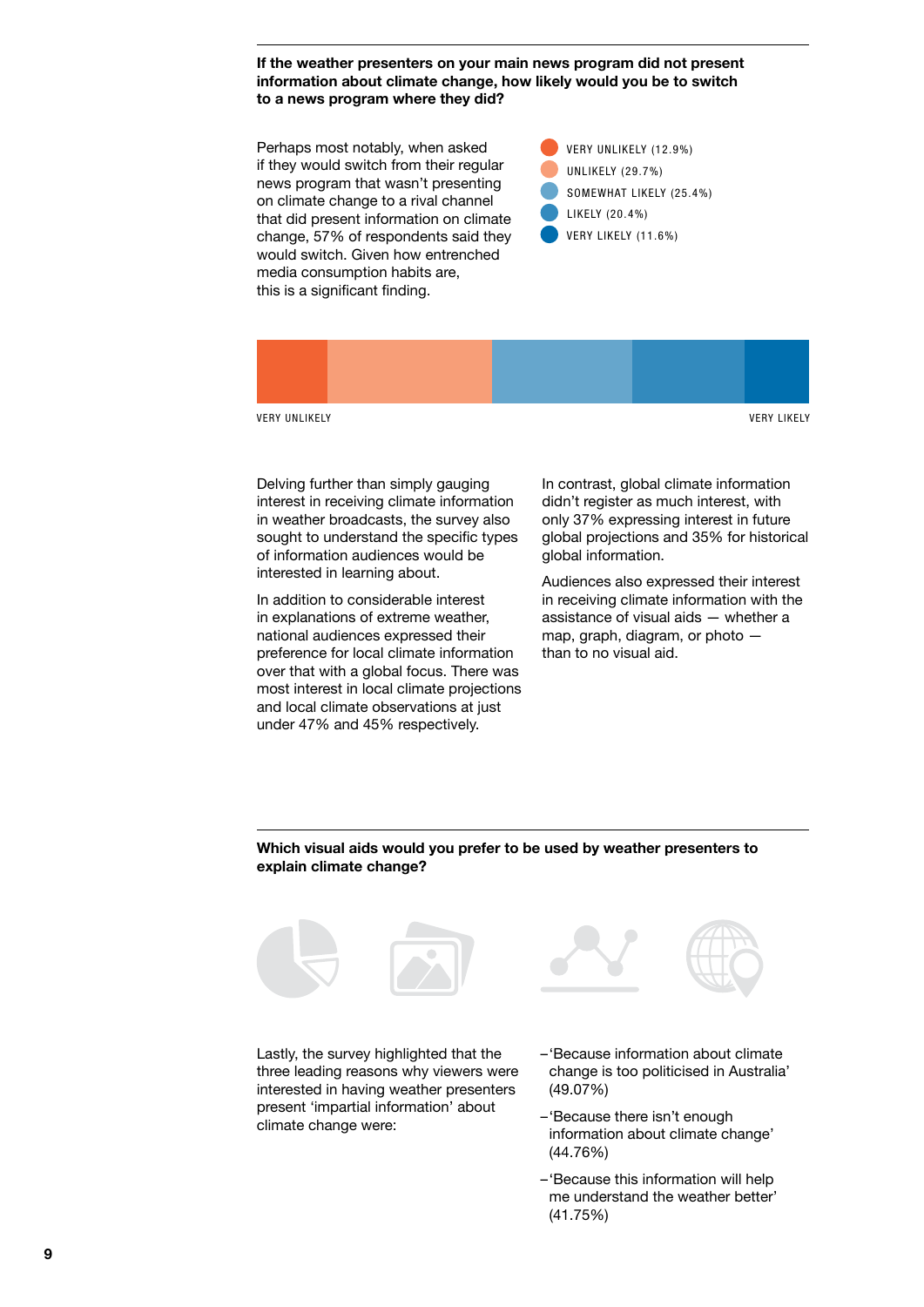### If the weather presenters on your main news program did not present information about climate change, how likely would you be to switch to a news program where they did?

Perhaps most notably, when asked if they would switch from their regular news program that wasn't presenting on climate change to a rival channel that did present information on climate change, 57% of respondents said they would switch. Given how entrenched media consumption habits are, this is a significant finding.

- VERY UNLIKELY (12.9%)
- UNLIKELY (29.7%)
- SOMEWHAT LIKELY (25.4%)
- LIKELY (20.4%)
- VERY LIKELY (11.6%)

VERY UNLIKELY — VERY LIKELY

Delving further than simply gauging interest in receiving climate information in weather broadcasts, the survey also sought to understand the specific types of information audiences would be interested in learning about.

In addition to considerable interest in explanations of extreme weather, national audiences expressed their preference for local climate information over that with a global focus. There was most interest in local climate projections and local climate observations at just under 47% and 45% respectively.

In contrast, global climate information didn't register as much interest, with only 37% expressing interest in future global projections and 35% for historical global information.

Audiences also expressed their interest in receiving climate information with the assistance of visual aids — whether a map, graph, diagram, or photo — than to no visual aid.

### Which visual aids would you prefer to be used by weather presenters to explain climate change?

Lastly, the survey highlighted that the three leading reasons why viewers were interested in having weather presenters present 'impartial information' about climate change were:

- 'Because information about climate change is too politicised in Australia' (49.07%)
- 'Because there isn't enough information about climate change' (44.76%)
- 'Because this information will help me understand the weather better' (41.75%)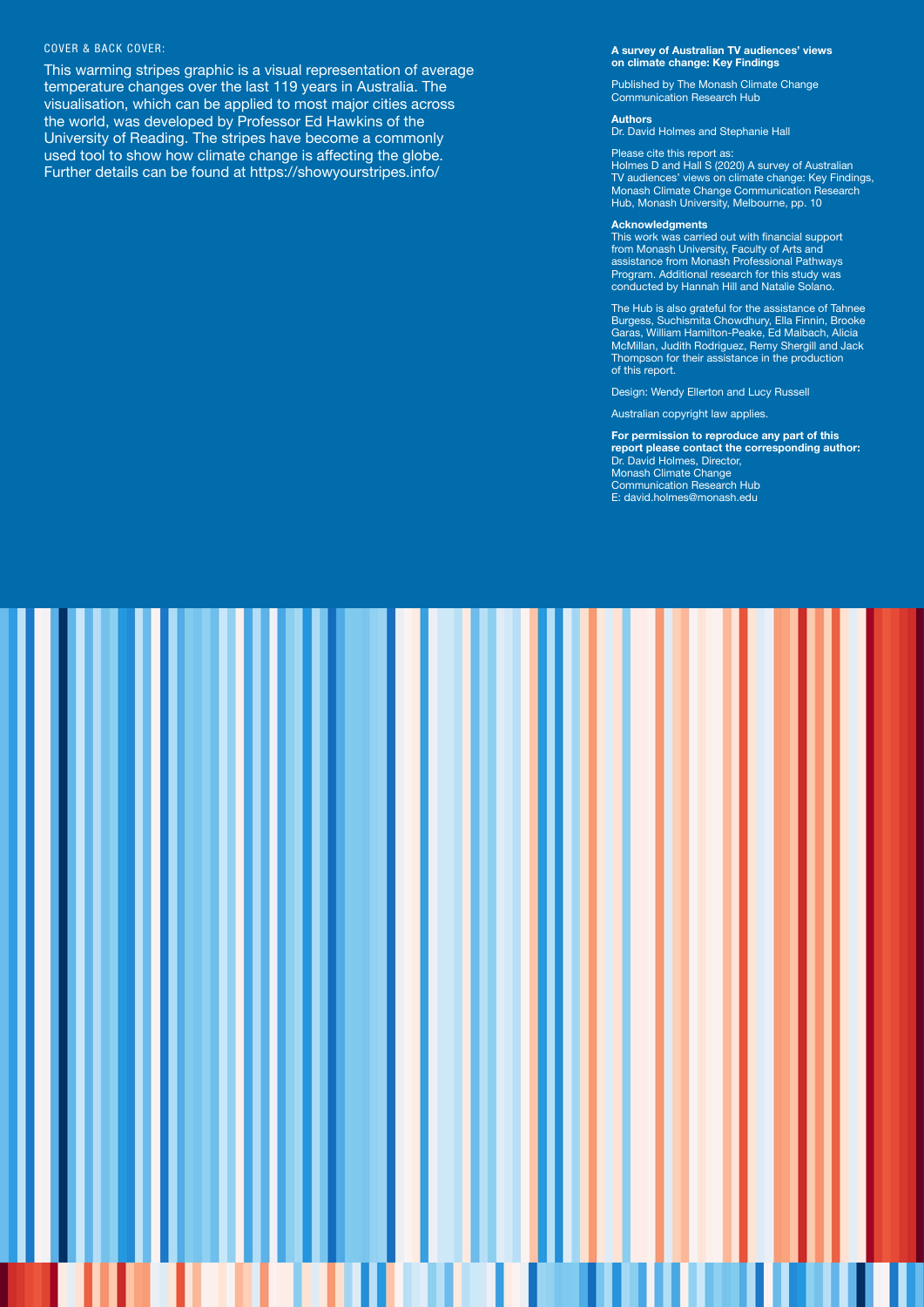COVER & BACK COVER:

This warming stripes graphic is a visual representation of average temperature changes over the last 119 years in Australia. The visualisation, which can be applied to most major cities across the world, was developed by Professor Ed Hawkins of the University of Reading. The stripes have become a commonly used tool to show how climate change is affecting the globe. Further details can be found at https://showyourstripes.info/

**A survey of Australian TV audiences' views on climate change: Key Findings**

Published by The Monash Climate Change Communication Research Hub

**Authors**
Dr. David Holmes and Stephanie Hall

Please cite this report as:
Holmes D and Hall S (2020) A survey of Australian TV audiences' views on climate change: Key Findings, Monash Climate Change Communication Research Hub, Monash University, Melbourne, pp. 10

**Acknowledgments**
This work was carried out with financial support from Monash University, Faculty of Arts and assistance from Monash Professional Pathways Program. Additional research for this study was conducted by Hannah Hill and Natalie Solano.

The Hub is also grateful for the assistance of Tahnee Burgess, Suchismita Chowdhury, Ella Finnin, Brooke Garas, William Hamilton-Peake, Ed Maibach, Alicia McMillan, Judith Rodriguez, Remy Shergill and Jack Thompson for their assistance in the production of this report.

Design: Wendy Ellerton and Lucy Russell

Australian copyright law applies.

**For permission to reproduce any part of this report please contact the corresponding author:**
Dr. David Holmes, Director,
Monash Climate Change
Communication Research Hub
E: david.holmes@monash.edu